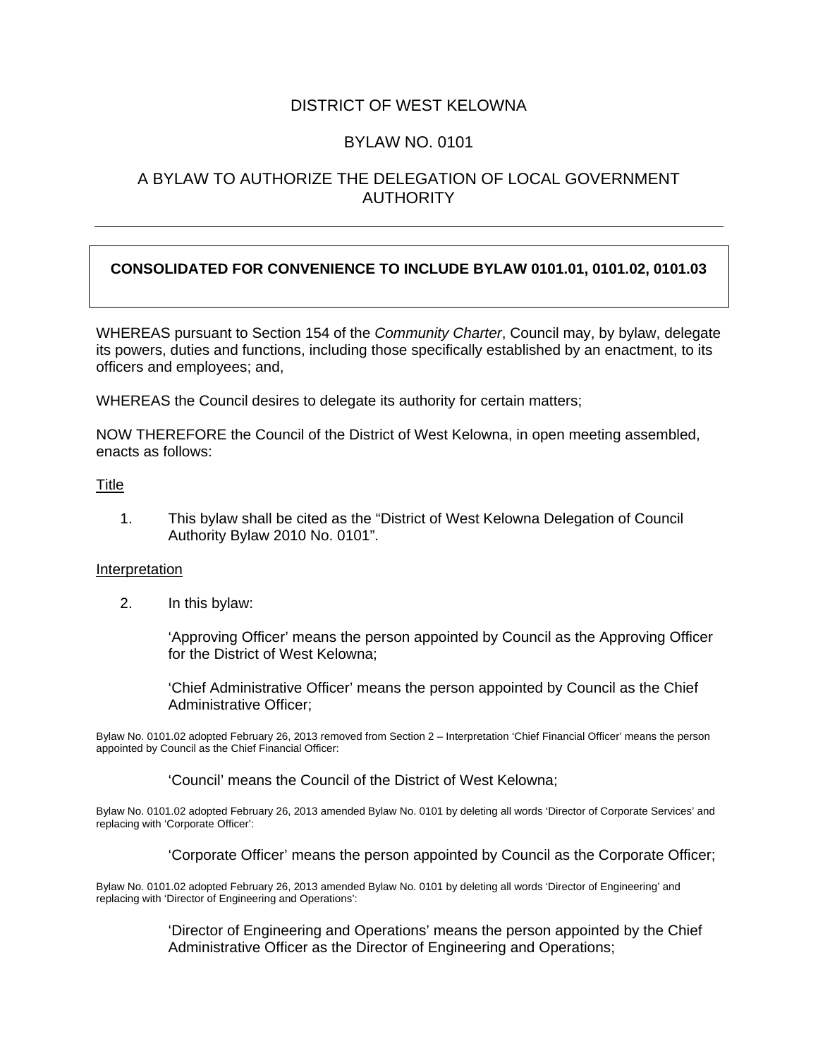# DISTRICT OF WEST KELOWNA

## BYLAW NO. 0101

## A BYLAW TO AUTHORIZE THE DELEGATION OF LOCAL GOVERNMENT AUTHORITY

---

**CONSOLIDATED FOR CONVENIENCE TO INCLUDE BYLAW 0101.01, 0101.02, 0101.03**

WHEREAS pursuant to Section 154 of the *Community Charter*, Council may, by bylaw, delegate its powers, duties and functions, including those specifically established by an enactment, to its officers and employees; and,

WHEREAS the Council desires to delegate its authority for certain matters;

NOW THEREFORE the Council of the District of West Kelowna, in open meeting assembled, enacts as follows:

<u>Title</u>

1. This bylaw shall be cited as the "District of West Kelowna Delegation of Council Authority Bylaw 2010 No. 0101".

<u>Interpretation</u>

2. In this bylaw:

   'Approving Officer' means the person appointed by Council as the Approving Officer for the District of West Kelowna;

   'Chief Administrative Officer' means the person appointed by Council as the Chief Administrative Officer;

Bylaw No. 0101.02 adopted February 26, 2013 removed from Section 2 – Interpretation 'Chief Financial Officer' means the person appointed by Council as the Chief Financial Officer:

   'Council' means the Council of the District of West Kelowna;

Bylaw No. 0101.02 adopted February 26, 2013 amended Bylaw No. 0101 by deleting all words 'Director of Corporate Services' and replacing with 'Corporate Officer':

   'Corporate Officer' means the person appointed by Council as the Corporate Officer;

Bylaw No. 0101.02 adopted February 26, 2013 amended Bylaw No. 0101 by deleting all words 'Director of Engineering' and replacing with 'Director of Engineering and Operations':

   'Director of Engineering and Operations' means the person appointed by the Chief Administrative Officer as the Director of Engineering and Operations;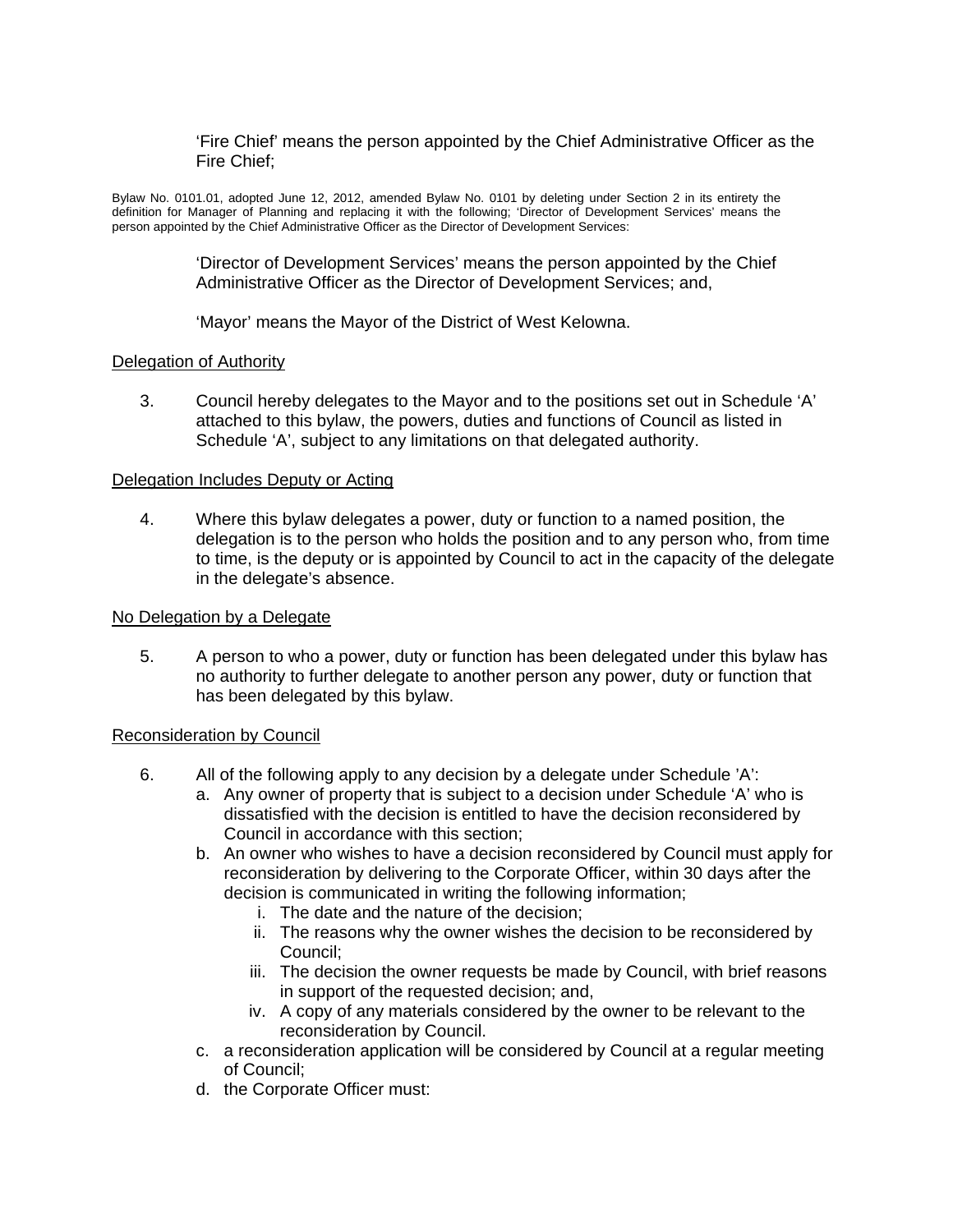'Fire Chief' means the person appointed by the Chief Administrative Officer as the Fire Chief;

Bylaw No. 0101.01, adopted June 12, 2012, amended Bylaw No. 0101 by deleting under Section 2 in its entirety the definition for Manager of Planning and replacing it with the following; 'Director of Development Services' means the person appointed by the Chief Administrative Officer as the Director of Development Services:

'Director of Development Services' means the person appointed by the Chief Administrative Officer as the Director of Development Services; and,

'Mayor' means the Mayor of the District of West Kelowna.

<u>Delegation of Authority</u>

3. Council hereby delegates to the Mayor and to the positions set out in Schedule 'A' attached to this bylaw, the powers, duties and functions of Council as listed in Schedule 'A', subject to any limitations on that delegated authority.

<u>Delegation Includes Deputy or Acting</u>

4. Where this bylaw delegates a power, duty or function to a named position, the delegation is to the person who holds the position and to any person who, from time to time, is the deputy or is appointed by Council to act in the capacity of the delegate in the delegate's absence.

<u>No Delegation by a Delegate</u>

5. A person to who a power, duty or function has been delegated under this bylaw has no authority to further delegate to another person any power, duty or function that has been delegated by this bylaw.

<u>Reconsideration by Council</u>

6. All of the following apply to any decision by a delegate under Schedule 'A':
   a. Any owner of property that is subject to a decision under Schedule 'A' who is dissatisfied with the decision is entitled to have the decision reconsidered by Council in accordance with this section;
   b. An owner who wishes to have a decision reconsidered by Council must apply for reconsideration by delivering to the Corporate Officer, within 30 days after the decision is communicated in writing the following information;
      i. The date and the nature of the decision;
      ii. The reasons why the owner wishes the decision to be reconsidered by Council;
      iii. The decision the owner requests be made by Council, with brief reasons in support of the requested decision; and,
      iv. A copy of any materials considered by the owner to be relevant to the reconsideration by Council.
   c. a reconsideration application will be considered by Council at a regular meeting of Council;
   d. the Corporate Officer must: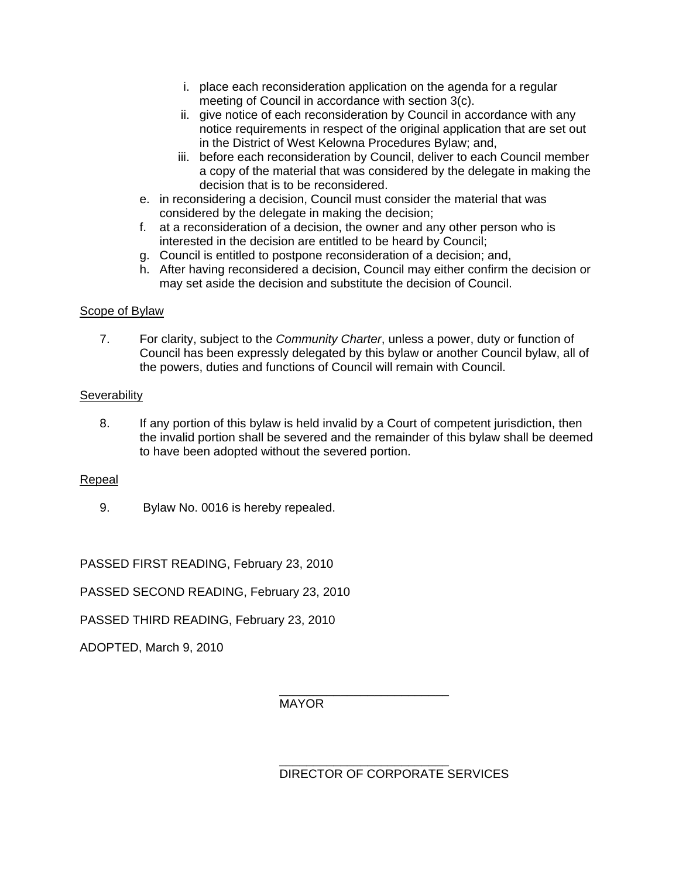i. place each reconsideration application on the agenda for a regular meeting of Council in accordance with section 3(c).
   ii. give notice of each reconsideration by Council in accordance with any notice requirements in respect of the original application that are set out in the District of West Kelowna Procedures Bylaw; and,
   iii. before each reconsideration by Council, deliver to each Council member a copy of the material that was considered by the delegate in making the decision that is to be reconsidered.

e. in reconsidering a decision, Council must consider the material that was considered by the delegate in making the decision;
f. at a reconsideration of a decision, the owner and any other person who is interested in the decision are entitled to be heard by Council;
g. Council is entitled to postpone reconsideration of a decision; and,
h. After having reconsidered a decision, Council may either confirm the decision or may set aside the decision and substitute the decision of Council.

<u>Scope of Bylaw</u>

7. For clarity, subject to the *Community Charter*, unless a power, duty or function of Council has been expressly delegated by this bylaw or another Council bylaw, all of the powers, duties and functions of Council will remain with Council.

<u>Severability</u>

8. If any portion of this bylaw is held invalid by a Court of competent jurisdiction, then the invalid portion shall be severed and the remainder of this bylaw shall be deemed to have been adopted without the severed portion.

<u>Repeal</u>

9. Bylaw No. 0016 is hereby repealed.

PASSED FIRST READING, February 23, 2010

PASSED SECOND READING, February 23, 2010

PASSED THIRD READING, February 23, 2010

ADOPTED, March 9, 2010

\_\_\_\_\_\_\_\_\_\_\_\_\_\_\_\_\_\_\_\_\_\_\_\_\_
MAYOR

\_\_\_\_\_\_\_\_\_\_\_\_\_\_\_\_\_\_\_\_\_\_\_\_\_
DIRECTOR OF CORPORATE SERVICES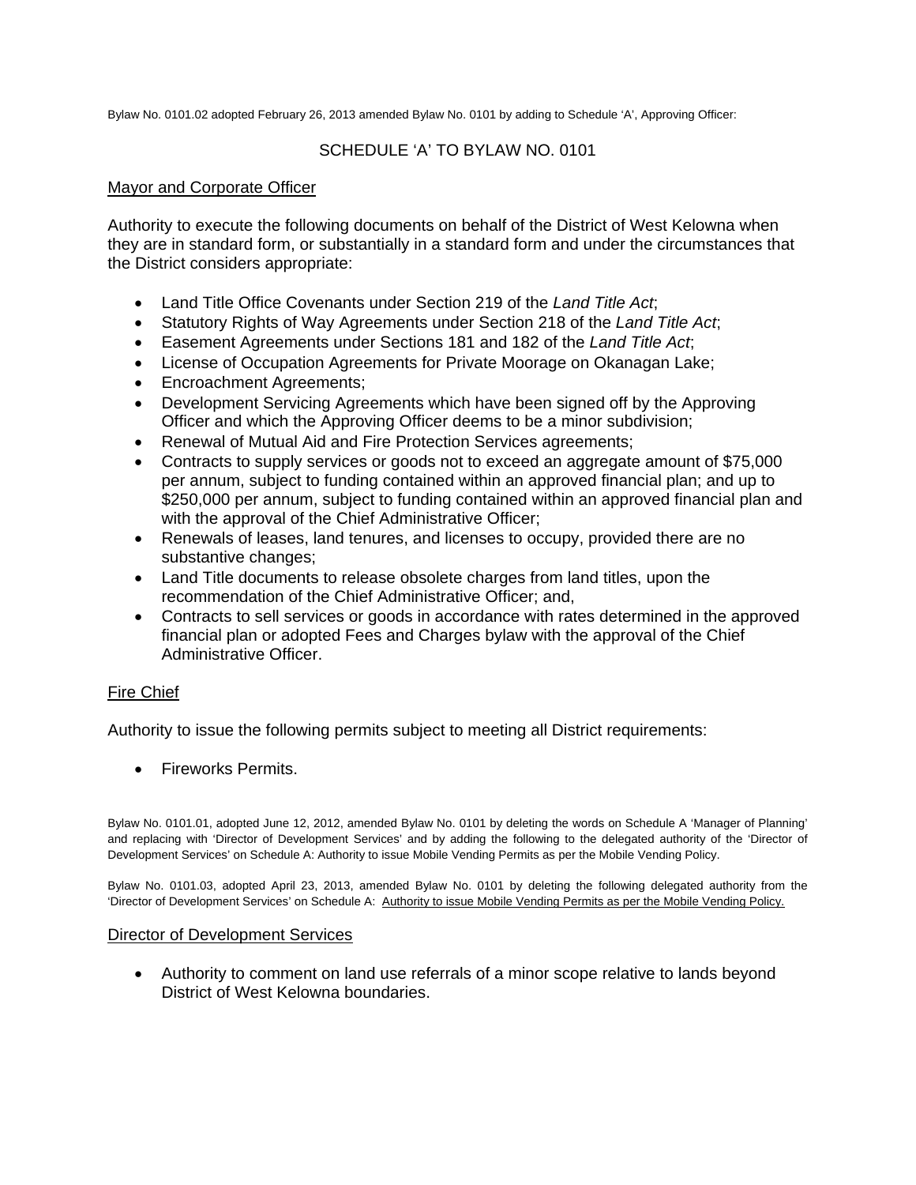Bylaw No. 0101.02 adopted February 26, 2013 amended Bylaw No. 0101 by adding to Schedule 'A', Approving Officer:

## SCHEDULE 'A' TO BYLAW NO. 0101

### Mayor and Corporate Officer

Authority to execute the following documents on behalf of the District of West Kelowna when they are in standard form, or substantially in a standard form and under the circumstances that the District considers appropriate:

- Land Title Office Covenants under Section 219 of the *Land Title Act*;
- Statutory Rights of Way Agreements under Section 218 of the *Land Title Act*;
- Easement Agreements under Sections 181 and 182 of the *Land Title Act*;
- License of Occupation Agreements for Private Moorage on Okanagan Lake;
- Encroachment Agreements;
- Development Servicing Agreements which have been signed off by the Approving Officer and which the Approving Officer deems to be a minor subdivision;
- Renewal of Mutual Aid and Fire Protection Services agreements;
- Contracts to supply services or goods not to exceed an aggregate amount of $75,000 per annum, subject to funding contained within an approved financial plan; and up to $250,000 per annum, subject to funding contained within an approved financial plan and with the approval of the Chief Administrative Officer;
- Renewals of leases, land tenures, and licenses to occupy, provided there are no substantive changes;
- Land Title documents to release obsolete charges from land titles, upon the recommendation of the Chief Administrative Officer; and,
- Contracts to sell services or goods in accordance with rates determined in the approved financial plan or adopted Fees and Charges bylaw with the approval of the Chief Administrative Officer.

### Fire Chief

Authority to issue the following permits subject to meeting all District requirements:

- Fireworks Permits.

Bylaw No. 0101.01, adopted June 12, 2012, amended Bylaw No. 0101 by deleting the words on Schedule A 'Manager of Planning' and replacing with 'Director of Development Services' and by adding the following to the delegated authority of the 'Director of Development Services' on Schedule A: Authority to issue Mobile Vending Permits as per the Mobile Vending Policy.

Bylaw No. 0101.03, adopted April 23, 2013, amended Bylaw No. 0101 by deleting the following delegated authority from the 'Director of Development Services' on Schedule A: Authority to issue Mobile Vending Permits as per the Mobile Vending Policy.

### Director of Development Services

- Authority to comment on land use referrals of a minor scope relative to lands beyond District of West Kelowna boundaries.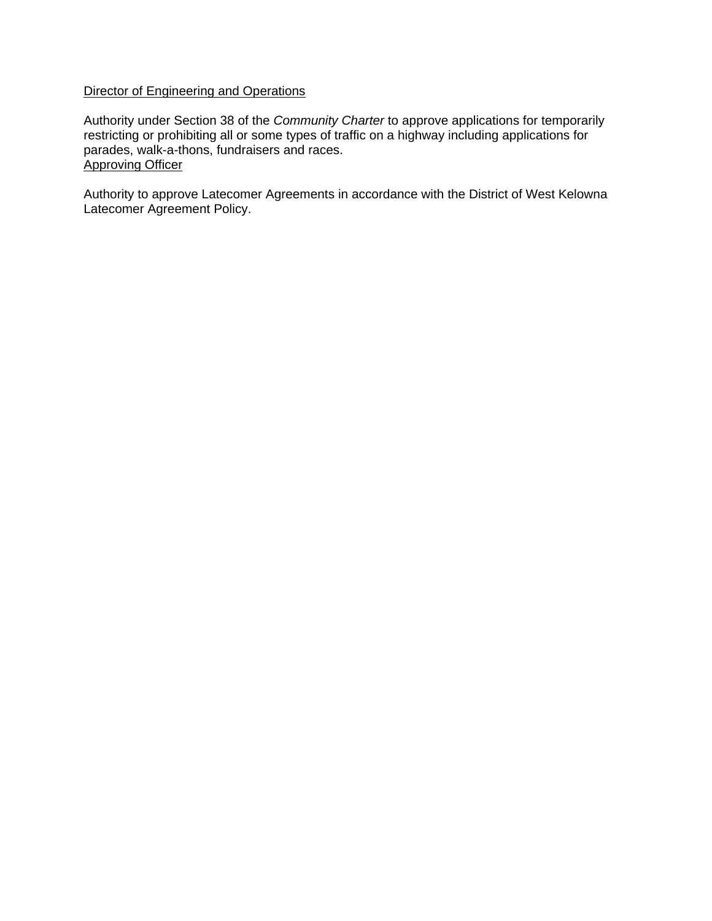Director of Engineering and Operations

Authority under Section 38 of the *Community Charter* to approve applications for temporarily restricting or prohibiting all or some types of traffic on a highway including applications for parades, walk-a-thons, fundraisers and races.

Approving Officer

Authority to approve Latecomer Agreements in accordance with the District of West Kelowna Latecomer Agreement Policy.